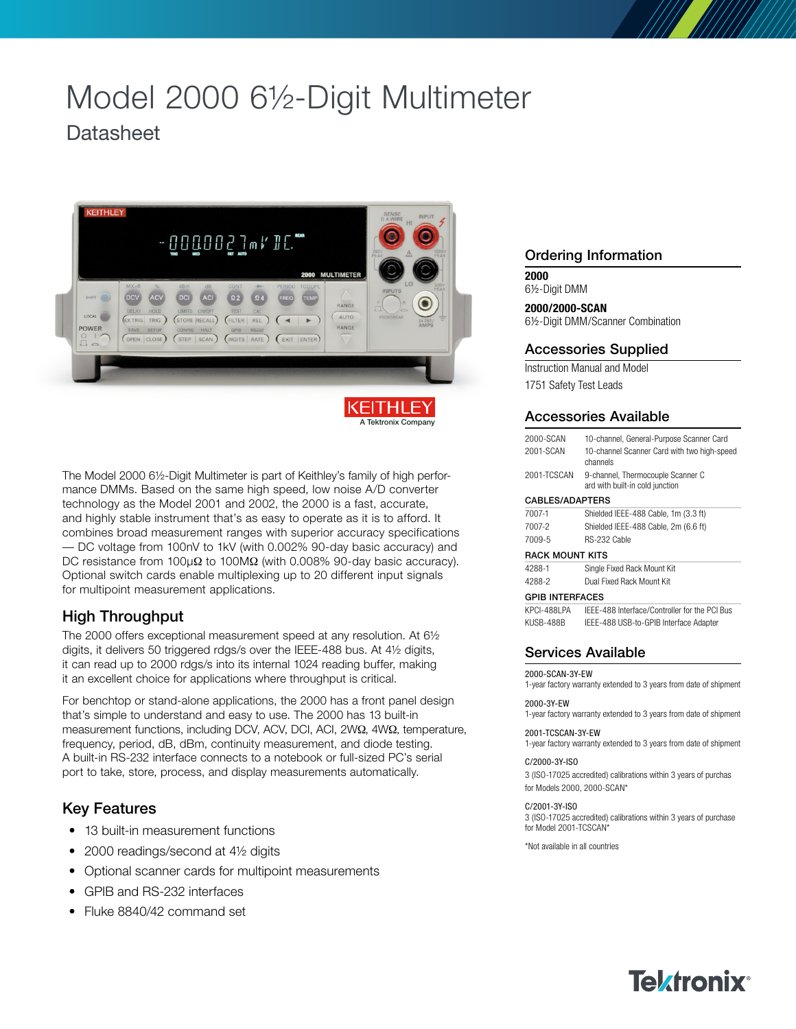# Model 2000 6½-Digit Multimeter

## Datasheet

The Model 2000 6½-Digit Multimeter is part of Keithley's family of high performance DMMs. Based on the same high speed, low noise A/D converter technology as the Model 2001 and 2002, the 2000 is a fast, accurate, and highly stable instrument that's as easy to operate as it is to afford. It combines broad measurement ranges with superior accuracy specifications — DC voltage from 100nV to 1kV (with 0.002% 90-day basic accuracy) and DC resistance from 100μΩ to 100MΩ (with 0.008% 90-day basic accuracy). Optional switch cards enable multiplexing up to 20 different input signals for multipoint measurement applications.

## High Throughput

The 2000 offers exceptional measurement speed at any resolution. At 6½ digits, it delivers 50 triggered rdgs/s over the IEEE-488 bus. At 4½ digits, it can read up to 2000 rdgs/s into its internal 1024 reading buffer, making it an excellent choice for applications where throughput is critical.

For benchtop or stand-alone applications, the 2000 has a front panel design that's simple to understand and easy to use. The 2000 has 13 built-in measurement functions, including DCV, ACV, DCI, ACI, 2WΩ, 4WΩ, temperature, frequency, period, dB, dBm, continuity measurement, and diode testing. A built-in RS-232 interface connects to a notebook or full-sized PC's serial port to take, store, process, and display measurements automatically.

## Key Features

- 13 built-in measurement functions
- 2000 readings/second at 4½ digits
- Optional scanner cards for multipoint measurements
- GPIB and RS-232 interfaces
- Fluke 8840/42 command set

## Ordering Information

**2000**
6½-Digit DMM

**2000/2000-SCAN**
6½-Digit DMM/Scanner Combination

## Accessories Supplied

Instruction Manual and Model 1751 Safety Test Leads

## Accessories Available

| | |
|---|---|
| 2000-SCAN | 10-channel, General-Purpose Scanner Card |
| 2001-SCAN | 10-channel Scanner Card with two high-speed channels |
| 2001-TCSCAN | 9-channel, Thermocouple Scanner Card with built-in cold junction |
| **CABLES/ADAPTERS** | |
| 7007-1 | Shielded IEEE-488 Cable, 1m (3.3 ft) |
| 7007-2 | Shielded IEEE-488 Cable, 2m (6.6 ft) |
| 7009-5 | RS-232 Cable |
| **RACK MOUNT KITS** | |
| 4288-1 | Single Fixed Rack Mount Kit |
| 4288-2 | Dual Fixed Rack Mount Kit |
| **GPIB INTERFACES** | |
| KPCI-488LPA | IEEE-488 Interface/Controller for the PCI Bus |
| KUSB-488B | IEEE-488 USB-to-GPIB Interface Adapter |

## Services Available

2000-SCAN-3Y-EW
1-year factory warranty extended to 3 years from date of shipment

2000-3Y-EW
1-year factory warranty extended to 3 years from date of shipment

2001-TCSCAN-3Y-EW
1-year factory warranty extended to 3 years from date of shipment

C/2000-3Y-ISO
3 (ISO-17025 accredited) calibrations within 3 years of purchas for Models 2000, 2000-SCAN*

C/2001-3Y-ISO
3 (ISO-17025 accredited) calibrations within 3 years of purchase for Model 2001-TCSCAN*

*Not available in all countries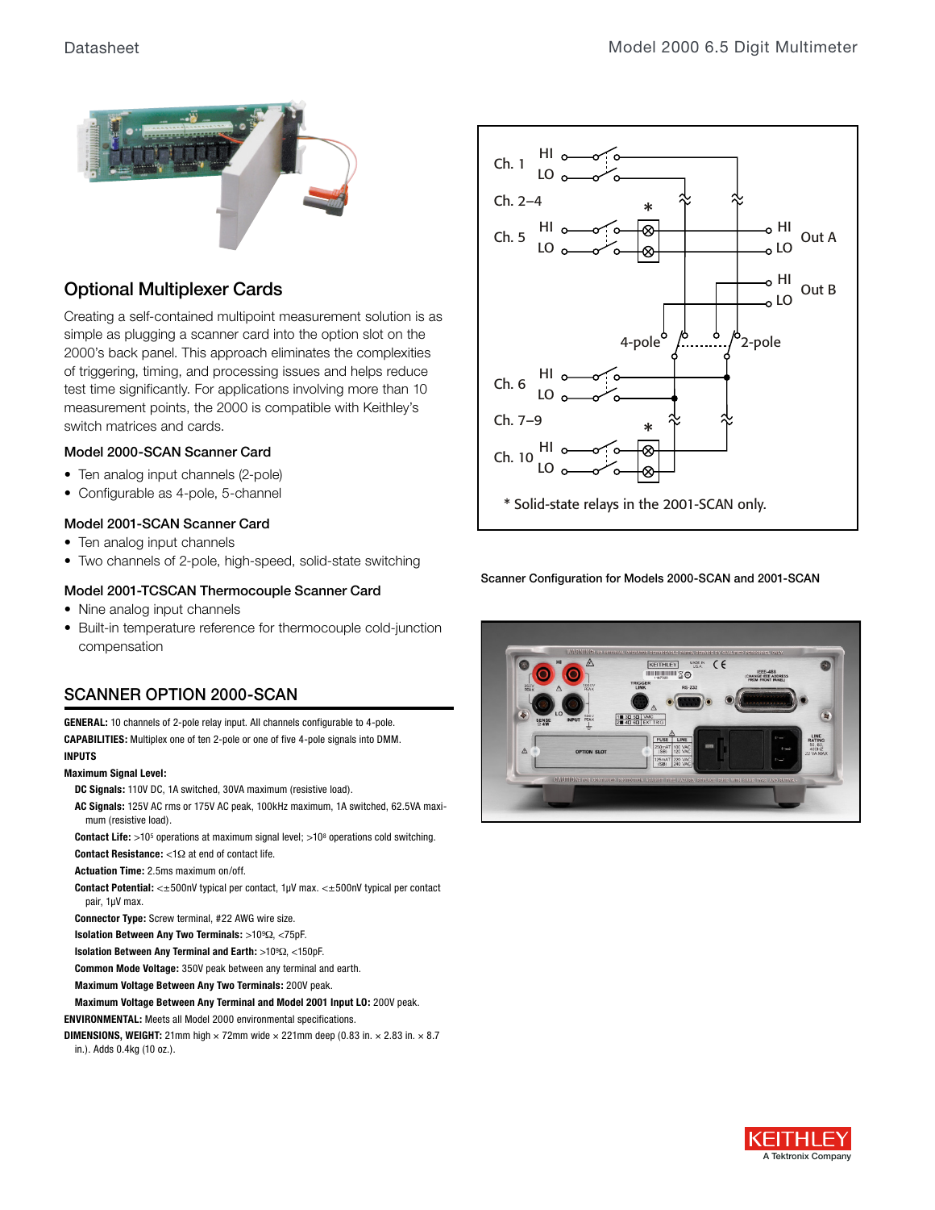## Optional Multiplexer Cards

Creating a self-contained multipoint measurement solution is as simple as plugging a scanner card into the option slot on the 2000's back panel. This approach eliminates the complexities of triggering, timing, and processing issues and helps reduce test time significantly. For applications involving more than 10 measurement points, the 2000 is compatible with Keithley's switch matrices and cards.

### Model 2000-SCAN Scanner Card

- Ten analog input channels (2-pole)
- Configurable as 4-pole, 5-channel

### Model 2001-SCAN Scanner Card

- Ten analog input channels
- Two channels of 2-pole, high-speed, solid-state switching

### Model 2001-TCSCAN Thermocouple Scanner Card

- Nine analog input channels
- Built-in temperature reference for thermocouple cold-junction compensation

* Solid-state relays in the 2001-SCAN only.

Scanner Configuration for Models 2000-SCAN and 2001-SCAN

## SCANNER OPTION 2000-SCAN

**GENERAL:** 10 channels of 2-pole relay input. All channels configurable to 4-pole.

**CAPABILITIES:** Multiplex one of ten 2-pole or one of five 4-pole signals into DMM.

**INPUTS**

**Maximum Signal Level:**

**DC Signals:** 110V DC, 1A switched, 30VA maximum (resistive load).

**AC Signals:** 125V AC rms or 175V AC peak, 100kHz maximum, 1A switched, 62.5VA maximum (resistive load).

**Contact Life:** $>10^5$ operations at maximum signal level; $>10^8$ operations cold switching.

**Contact Resistance:** <1Ω at end of contact life.

**Actuation Time:** 2.5ms maximum on/off.

**Contact Potential:** <±500nV typical per contact, 1µV max. <±500nV typical per contact pair, 1µV max.

**Connector Type:** Screw terminal, #22 AWG wire size.

**Isolation Between Any Two Terminals:** $>10^9\Omega$, <75pF.

**Isolation Between Any Terminal and Earth:** $>10^9\Omega$, <150pF.

**Common Mode Voltage:** 350V peak between any terminal and earth.

**Maximum Voltage Between Any Two Terminals:** 200V peak.

**Maximum Voltage Between Any Terminal and Model 2001 Input LO:** 200V peak.

**ENVIRONMENTAL:** Meets all Model 2000 environmental specifications.

**DIMENSIONS, WEIGHT:** 21mm high × 72mm wide × 221mm deep (0.83 in. × 2.83 in. × 8.7 in.). Adds 0.4kg (10 oz.).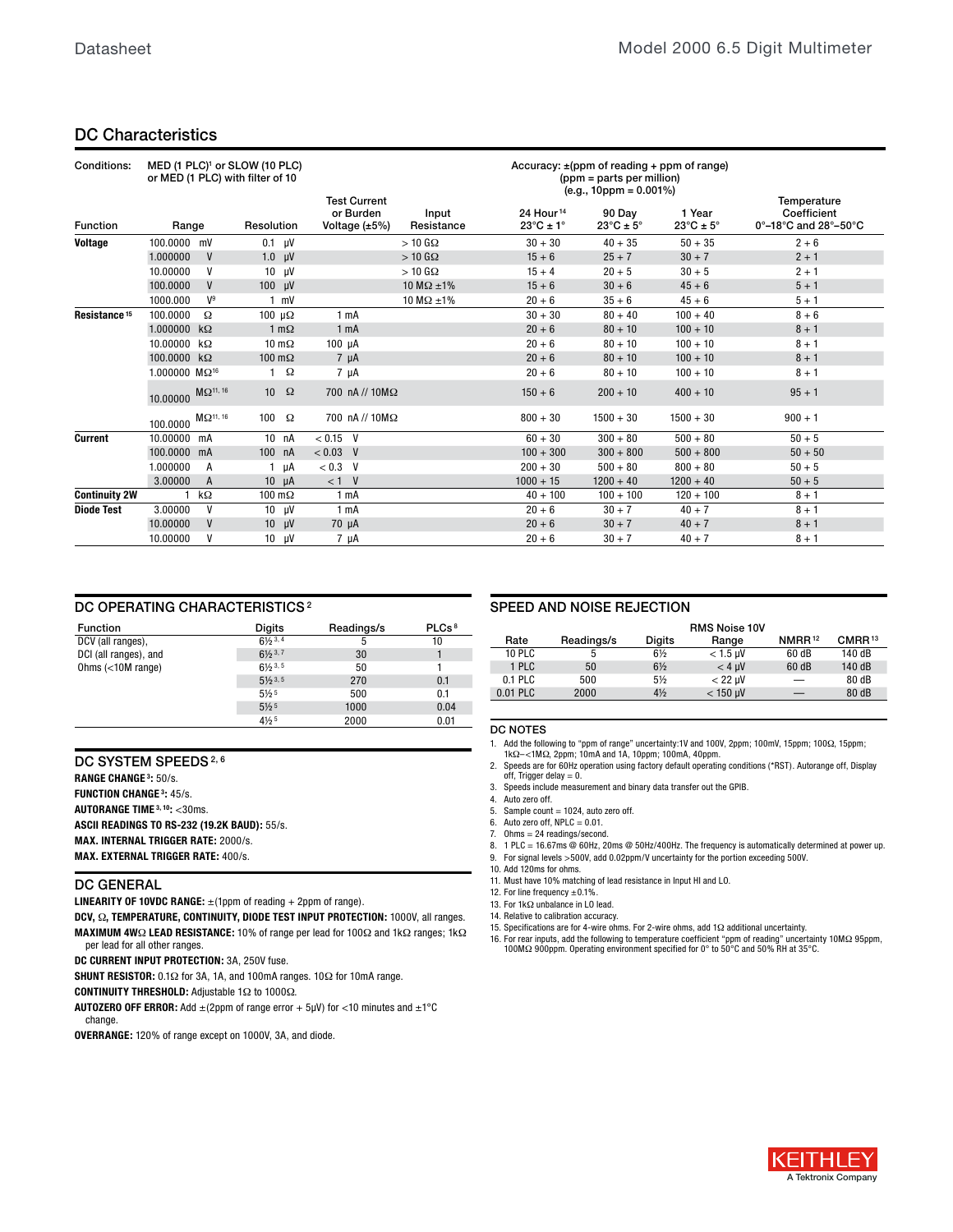## DC Characteristics

| Conditions: | MED (1 PLC)[1] or SLOW (10 PLC) or MED (1 PLC) with filter of 10 | | | | Accuracy: ±(ppm of reading + ppm of range) (ppm = parts per million) (e.g., 10ppm = 0.001%) | | | |
|---|---|---|---|---|---|---|---|---|
| **Function** | **Range** | **Resolution** | **Test Current or Burden Voltage (±5%)** | **Input Resistance** | **24 Hour[14] 23°C ± 1°** | **90 Day 23°C ± 5°** | **1 Year 23°C ± 5°** | **Temperature Coefficient 0°–18°C and 28°–50°C** |
| **Voltage** | 100.0000 mV | 0.1 μV | | > 10 GΩ | 30 + 30 | 40 + 35 | 50 + 35 | 2 + 6 |
| | 1.000000 V | 1.0 μV | | > 10 GΩ | 15 + 6 | 25 + 7 | 30 + 7 | 2 + 1 |
| | 10.00000 V | 10 μV | | > 10 GΩ | 15 + 4 | 20 + 5 | 30 + 5 | 2 + 1 |
| | 100.0000 V | 100 μV | | 10 MΩ ±1% | 15 + 6 | 30 + 6 | 45 + 6 | 5 + 1 |
| | 1000.000 V[9] | 1 mV | | 10 MΩ ±1% | 20 + 6 | 35 + 6 | 45 + 6 | 5 + 1 |
| **Resistance[15]** | 100.0000 Ω | 100 μΩ | 1 mA | | 30 + 30 | 80 + 40 | 100 + 40 | 8 + 6 |
| | 1.000000 kΩ | 1 mΩ | 1 mA | | 20 + 6 | 80 + 10 | 100 + 10 | 8 + 1 |
| | 10.00000 kΩ | 10 mΩ | 100 μA | | 20 + 6 | 80 + 10 | 100 + 10 | 8 + 1 |
| | 100.0000 kΩ | 100 mΩ | 7 μA | | 20 + 6 | 80 + 10 | 100 + 10 | 8 + 1 |
| | 1.000000 MΩ[16] | 1 Ω | 7 μA | | 20 + 6 | 80 + 10 | 100 + 10 | 8 + 1 |
| | 10.00000 MΩ[11, 16] | 10 Ω | 700 nA // 10MΩ | | 150 + 6 | 200 + 10 | 400 + 10 | 95 + 1 |
| | 100.0000 MΩ[11, 16] | 100 Ω | 700 nA // 10MΩ | | 800 + 30 | 1500 + 30 | 1500 + 30 | 900 + 1 |
| **Current** | 10.00000 mA | 10 nA | < 0.15 V | | 60 + 30 | 300 + 80 | 500 + 80 | 50 + 5 |
| | 100.0000 mA | 100 nA | < 0.03 V | | 100 + 300 | 300 + 800 | 500 + 800 | 50 + 50 |
| | 1.000000 A | 1 μA | < 0.3 V | | 200 + 30 | 500 + 80 | 800 + 80 | 50 + 5 |
| | 3.00000 A | 10 μA | < 1 V | | 1000 + 15 | 1200 + 40 | 1200 + 40 | 50 + 5 |
| **Continuity 2W** | 1 kΩ | 100 mΩ | 1 mA | | 40 + 100 | 100 + 100 | 120 + 100 | 8 + 1 |
| **Diode Test** | 3.00000 V | 10 μV | 1 mA | | 20 + 6 | 30 + 7 | 40 + 7 | 8 + 1 |
| | 10.00000 V | 10 μV | 70 μA | | 20 + 6 | 30 + 7 | 40 + 7 | 8 + 1 |
| | 10.00000 V | 10 μV | 7 μA | | 20 + 6 | 30 + 7 | 40 + 7 | 8 + 1 |

### DC OPERATING CHARACTERISTICS[2]

| Function | Digits | Readings/s | PLCs[8] |
|---|---|---|---|
| DCV (all ranges), | 6½[3, 4] | 5 | 10 |
| DCI (all ranges), and | 6½[3, 7] | 30 | 1 |
| Ohms (<10M range) | 6½[3, 5] | 50 | 1 |
| | 5½[3, 5] | 270 | 0.1 |
| | 5½[5] | 500 | 0.1 |
| | 5½[5] | 1000 | 0.04 |
| | 4½[5] | 2000 | 0.01 |

### DC SYSTEM SPEEDS[2, 6]

**RANGE CHANGE[3]:** 50/s.

**FUNCTION CHANGE[3]:** 45/s.

**AUTORANGE TIME[3, 10]:** <30ms.

**ASCII READINGS TO RS-232 (19.2K BAUD):** 55/s.

**MAX. INTERNAL TRIGGER RATE:** 2000/s.

**MAX. EXTERNAL TRIGGER RATE:** 400/s.

### DC GENERAL

**LINEARITY OF 10VDC RANGE:** ±(1ppm of reading + 2ppm of range).

**DCV, Ω, TEMPERATURE, CONTINUITY, DIODE TEST INPUT PROTECTION:** 1000V, all ranges.

**MAXIMUM 4WΩ LEAD RESISTANCE:** 10% of range per lead for 100Ω and 1kΩ ranges; 1kΩ per lead for all other ranges.

**DC CURRENT INPUT PROTECTION:** 3A, 250V fuse.

**SHUNT RESISTOR:** 0.1Ω for 3A, 1A, and 100mA ranges. 10Ω for 10mA range.

**CONTINUITY THRESHOLD:** Adjustable 1Ω to 1000Ω.

**AUTOZERO OFF ERROR:** Add ±(2ppm of range error + 5μV) for <10 minutes and ±1°C change.

**OVERRANGE:** 120% of range except on 1000V, 3A, and diode.

### SPEED AND NOISE REJECTION

| Rate | Readings/s | Digits | RMS Noise 10V Range | NMRR[12] | CMRR[13] |
|---|---|---|---|---|---|
| 10 PLC | 5 | 6½ | < 1.5 μV | 60 dB | 140 dB |
| 1 PLC | 50 | 6½ | < 4 μV | 60 dB | 140 dB |
| 0.1 PLC | 500 | 5½ | < 22 μV | — | 80 dB |
| 0.01 PLC | 2000 | 4½ | < 150 μV | — | 80 dB |

### DC NOTES

1. Add the following to "ppm of range" uncertainty:1V and 100V, 2ppm; 100mV, 15ppm; 100Ω, 15ppm; 1kΩ–<1MΩ, 2ppm; 10mA and 1A, 10ppm; 100mA, 40ppm.
2. Speeds are for 60Hz operation using factory default operating conditions (*RST). Autorange off, Display off, Trigger delay = 0.
3. Speeds include measurement and binary data transfer out the GPIB.
4. Auto zero off.
5. Sample count = 1024, auto zero off.
6. Auto zero off, NPLC = 0.01.
7. Ohms = 24 readings/second.
8. 1 PLC = 16.67ms @ 60Hz, 20ms @ 50Hz/400Hz. The frequency is automatically determined at power up.
9. For signal levels >500V, add 0.02ppm/V uncertainty for the portion exceeding 500V.
10. Add 120ms for ohms.
11. Must have 10% matching of lead resistance in Input HI and LO.
12. For line frequency ±0.1%.
13. For 1kΩ unbalance in LO lead.
14. Relative to calibration accuracy.
15. Specifications are for 4-wire ohms. For 2-wire ohms, add 1Ω additional uncertainty.
16. For rear inputs, add the following to temperature coefficient "ppm of reading" uncertainty 10MΩ 95ppm, 100MΩ 900ppm. Operating environment specified for 0° to 50°C and 50% RH at 35°C.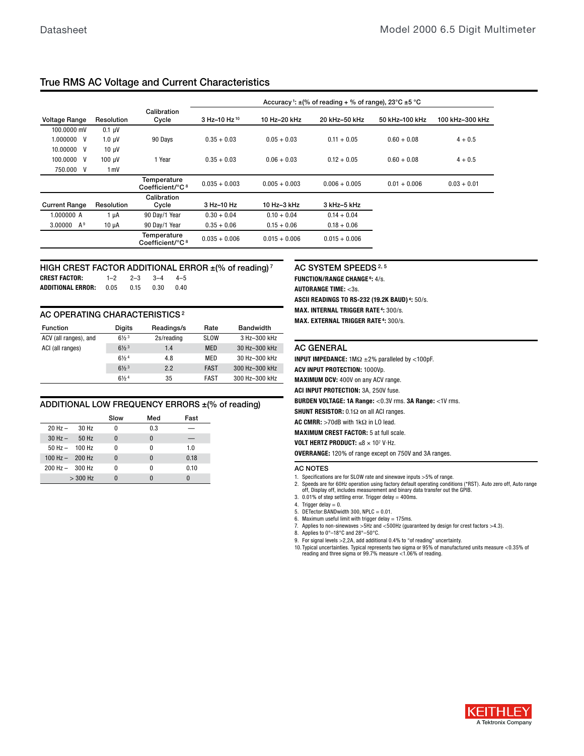## True RMS AC Voltage and Current Characteristics

| Voltage Range | Resolution | Calibration Cycle | Accuracy[1]: ±(% of reading + % of range), 23°C ±5 °C | | | | |
|---|---|---|---|---|---|---|---|
| | | | 3 Hz–10 Hz[10] | 10 Hz–20 kHz | 20 kHz–50 kHz | 50 kHz–100 kHz | 100 kHz–300 kHz |
| 100.0000 mV | 0.1 µV | | | | | | |
| 1.000000 V | 1.0 µV | 90 Days | 0.35 + 0.03 | 0.05 + 0.03 | 0.11 + 0.05 | 0.60 + 0.08 | 4 + 0.5 |
| 10.00000 V | 10 µV | | | | | | |
| 100.0000 V | 100 µV | 1 Year | 0.35 + 0.03 | 0.06 + 0.03 | 0.12 + 0.05 | 0.60 + 0.08 | 4 + 0.5 |
| 750.000 V | 1 mV | | | | | | |
| | | Temperature Coefficient/°C[8] | 0.035 + 0.003 | 0.005 + 0.003 | 0.006 + 0.005 | 0.01 + 0.006 | 0.03 + 0.01 |

| Current Range | Resolution | Calibration Cycle | 3 Hz–10 Hz | 10 Hz–3 kHz | 3 kHz–5 kHz |
|---|---|---|---|---|---|
| 1.000000 A | 1 µA | 90 Day/1 Year | 0.30 + 0.04 | 0.10 + 0.04 | 0.14 + 0.04 |
| 3.00000 A[9] | 10 µA | 90 Day/1 Year | 0.35 + 0.06 | 0.15 + 0.06 | 0.18 + 0.06 |
| | | Temperature Coefficient/°C[8] | 0.035 + 0.006 | 0.015 + 0.006 | 0.015 + 0.006 |

### HIGH CREST FACTOR ADDITIONAL ERROR ±(% of reading)[7]

| CREST FACTOR: | 1–2 | 2–3 | 3–4 | 4–5 |
|---|---|---|---|---|
| ADDITIONAL ERROR: | 0.05 | 0.15 | 0.30 | 0.40 |

### AC OPERATING CHARACTERISTICS[2]

| Function | Digits | Readings/s | Rate | Bandwidth |
|---|---|---|---|---|
| ACV (all ranges), and | 6½[3] | 2s/reading | SLOW | 3 Hz–300 kHz |
| ACI (all ranges) | 6½[3] | 1.4 | MED | 30 Hz–300 kHz |
| | 6½[4] | 4.8 | MED | 30 Hz–300 kHz |
| | 6½[3] | 2.2 | FAST | 300 Hz–300 kHz |
| | 6½[4] | 35 | FAST | 300 Hz–300 kHz |

### ADDITIONAL LOW FREQUENCY ERRORS ±(% of reading)

| | Slow | Med | Fast |
|---|---|---|---|
| 20 Hz – 30 Hz | 0 | 0.3 | — |
| 30 Hz – 50 Hz | 0 | 0 | — |
| 50 Hz – 100 Hz | 0 | 0 | 1.0 |
| 100 Hz – 200 Hz | 0 | 0 | 0.18 |
| 200 Hz – 300 Hz | 0 | 0 | 0.10 |
| > 300 Hz | 0 | 0 | 0 |

### AC SYSTEM SPEEDS[2, 5]

**FUNCTION/RANGE CHANGE[6]:** 4/s.

**AUTORANGE TIME:** <3s.

**ASCII READINGS TO RS-232 (19.2K BAUD)[4]:** 50/s.

**MAX. INTERNAL TRIGGER RATE[4]:** 300/s.

**MAX. EXTERNAL TRIGGER RATE[4]:** 300/s.

### AC GENERAL

**INPUT IMPEDANCE:** 1MΩ ±2% paralleled by <100pF.

**ACV INPUT PROTECTION:** 1000Vp.

**MAXIMUM DCV:** 400V on any ACV range.

**ACI INPUT PROTECTION:** 3A, 250V fuse.

**BURDEN VOLTAGE: 1A Range:** <0.3V rms. **3A Range:** <1V rms.

**SHUNT RESISTOR:** 0.1Ω on all ACI ranges.

**AC CMRR:** >70dB with 1kΩ in LO lead.

**MAXIMUM CREST FACTOR:** 5 at full scale.

**VOLT HERTZ PRODUCT:** $\leq 8 \times 10^7$ V·Hz.

**OVERRANGE:** 120% of range except on 750V and 3A ranges.

### AC NOTES

1. Specifications are for SLOW rate and sinewave inputs >5% of range.
2. Speeds are for 60Hz operation using factory default operating conditions (*RST). Auto zero off, Auto range off, Display off, includes measurement and binary data transfer out the GPIB.
3. 0.01% of step settling error. Trigger delay = 400ms.
4. Trigger delay = 0.
5. DETector:BANDwidth 300, NPLC = 0.01.
6. Maximum useful limit with trigger delay = 175ms.
7. Applies to non-sinewaves >5Hz and <500Hz (guaranteed by design for crest factors >4.3).
8. Applies to 0°–18°C and 28°–50°C.
9. For signal levels >2,2A, add additional 0.4% to "of reading" uncertainty.
10. Typical uncertainties. Typical represents two sigma or 95% of manufactured units measure <0.35% of reading and three sigma or 99.7% measure <1.06% of reading.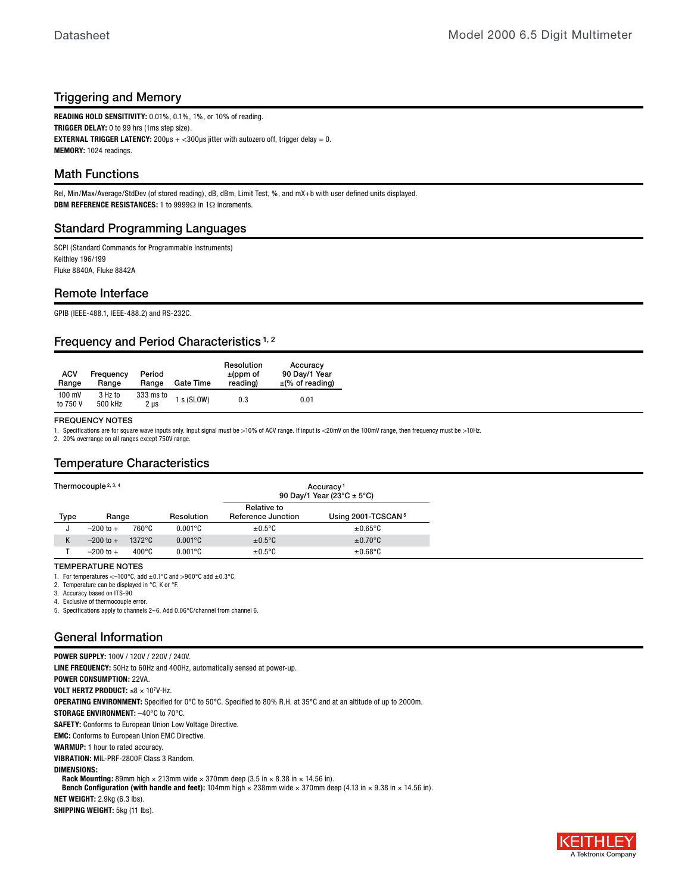## Triggering and Memory

**READING HOLD SENSITIVITY:** 0.01%, 0.1%, 1%, or 10% of reading.
**TRIGGER DELAY:** 0 to 99 hrs (1ms step size).
**EXTERNAL TRIGGER LATENCY:** 200µs + <300µs jitter with autozero off, trigger delay = 0.
**MEMORY:** 1024 readings.

## Math Functions

Rel, Min/Max/Average/StdDev (of stored reading), dB, dBm, Limit Test, %, and mX+b with user defined units displayed.
**DBM REFERENCE RESISTANCES:** 1 to 9999Ω in 1Ω increments.

## Standard Programming Languages

SCPI (Standard Commands for Programmable Instruments)
Keithley 196/199
Fluke 8840A, Fluke 8842A

## Remote Interface

GPIB (IEEE-488.1, IEEE-488.2) and RS-232C.

## Frequency and Period Characteristics [1, 2]

| ACV Range | Frequency Range | Period Range | Gate Time | Resolution ±(ppm of reading) | Accuracy 90 Day/1 Year ±(% of reading) |
|---|---|---|---|---|---|
| 100 mV to 750 V | 3 Hz to 500 kHz | 333 ms to 2 µs | 1 s (SLOW) | 0.3 | 0.01 |

**FREQUENCY NOTES**

1. Specifications are for square wave inputs only. Input signal must be >10% of ACV range. If input is <20mV on the 100mV range, then frequency must be >10Hz.
2. 20% overrange on all ranges except 750V range.

## Temperature Characteristics

| Thermocouple [2, 3, 4] | | | Accuracy [1] 90 Day/1 Year (23°C ± 5°C) | |
|---|---|---|---|---|
| Type | Range | Resolution | Relative to Reference Junction | Using 2001-TCSCAN [5] |
| J | −200 to + 760°C | 0.001°C | ±0.5°C | ±0.65°C |
| K | −200 to + 1372°C | 0.001°C | ±0.5°C | ±0.70°C |
| T | −200 to + 400°C | 0.001°C | ±0.5°C | ±0.68°C |

**TEMPERATURE NOTES**

1. For temperatures <−100°C, add ±0.1°C and >900°C add ±0.3°C.
2. Temperature can be displayed in °C, K or °F.
3. Accuracy based on ITS-90
4. Exclusive of thermocouple error.
5. Specifications apply to channels 2–6. Add 0.06°C/channel from channel 6.

## General Information

**POWER SUPPLY:** 100V / 120V / 220V / 240V.
**LINE FREQUENCY:** 50Hz to 60Hz and 400Hz, automatically sensed at power-up.
**POWER CONSUMPTION:** 22VA.
**VOLT HERTZ PRODUCT:** ≤8 × $10^7$V·Hz.
**OPERATING ENVIRONMENT:** Specified for 0°C to 50°C. Specified to 80% R.H. at 35°C and at an altitude of up to 2000m.
**STORAGE ENVIRONMENT:** −40°C to 70°C.
**SAFETY:** Conforms to European Union Low Voltage Directive.
**EMC:** Conforms to European Union EMC Directive.
**WARMUP:** 1 hour to rated accuracy.
**VIBRATION:** MIL-PRF-2800F Class 3 Random.
**DIMENSIONS:**
**Rack Mounting:** 89mm high × 213mm wide × 370mm deep (3.5 in × 8.38 in × 14.56 in).
**Bench Configuration (with handle and feet):** 104mm high × 238mm wide × 370mm deep (4.13 in × 9.38 in × 14.56 in).
**NET WEIGHT:** 2.9kg (6.3 lbs).
**SHIPPING WEIGHT:** 5kg (11 lbs).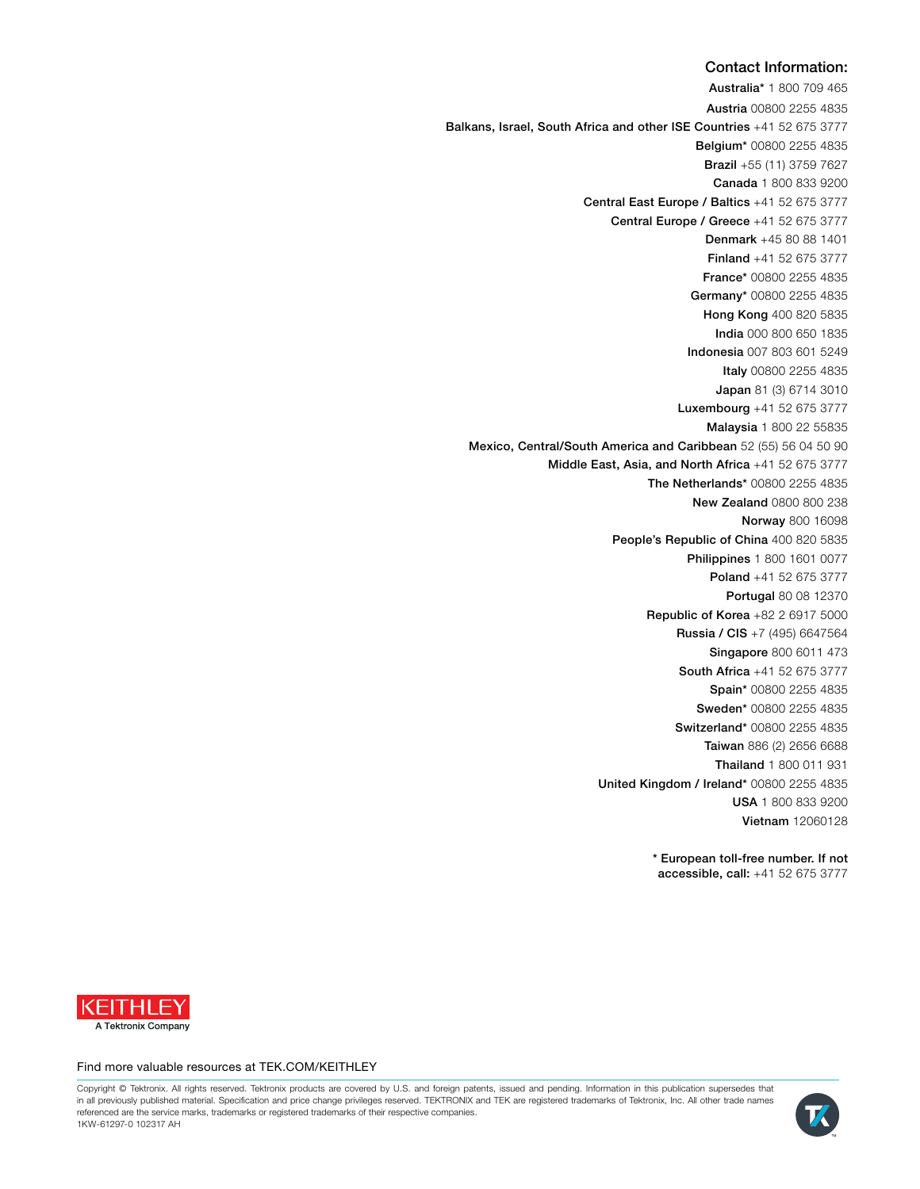## Contact Information:

**Australia*** 1 800 709 465
**Austria** 00800 2255 4835
**Balkans, Israel, South Africa and other ISE Countries** +41 52 675 3777
**Belgium*** 00800 2255 4835
**Brazil** +55 (11) 3759 7627
**Canada** 1 800 833 9200
**Central East Europe / Baltics** +41 52 675 3777
**Central Europe / Greece** +41 52 675 3777
**Denmark** +45 80 88 1401
**Finland** +41 52 675 3777
**France*** 00800 2255 4835
**Germany*** 00800 2255 4835
**Hong Kong** 400 820 5835
**India** 000 800 650 1835
**Indonesia** 007 803 601 5249
**Italy** 00800 2255 4835
**Japan** 81 (3) 6714 3010
**Luxembourg** +41 52 675 3777
**Malaysia** 1 800 22 55835
**Mexico, Central/South America and Caribbean** 52 (55) 56 04 50 90
**Middle East, Asia, and North Africa** +41 52 675 3777
**The Netherlands*** 00800 2255 4835
**New Zealand** 0800 800 238
**Norway** 800 16098
**People's Republic of China** 400 820 5835
**Philippines** 1 800 1601 0077
**Poland** +41 52 675 3777
**Portugal** 80 08 12370
**Republic of Korea** +82 2 6917 5000
**Russia / CIS** +7 (495) 6647564
**Singapore** 800 6011 473
**South Africa** +41 52 675 3777
**Spain*** 00800 2255 4835
**Sweden*** 00800 2255 4835
**Switzerland*** 00800 2255 4835
**Taiwan** 886 (2) 2656 6688
**Thailand** 1 800 011 931
**United Kingdom / Ireland*** 00800 2255 4835
**USA** 1 800 833 9200
**Vietnam** 12060128

**\* European toll-free number. If not accessible, call:** +41 52 675 3777

KEITHLEY
A Tektronix Company

Find more valuable resources at TEK.COM/KEITHLEY

Copyright © Tektronix. All rights reserved. Tektronix products are covered by U.S. and foreign patents, issued and pending. Information in this publication supersedes that in all previously published material. Specification and price change privileges reserved. TEKTRONIX and TEK are registered trademarks of Tektronix, Inc. All other trade names referenced are the service marks, trademarks or registered trademarks of their respective companies.
1KW-61297-0 102317 AH